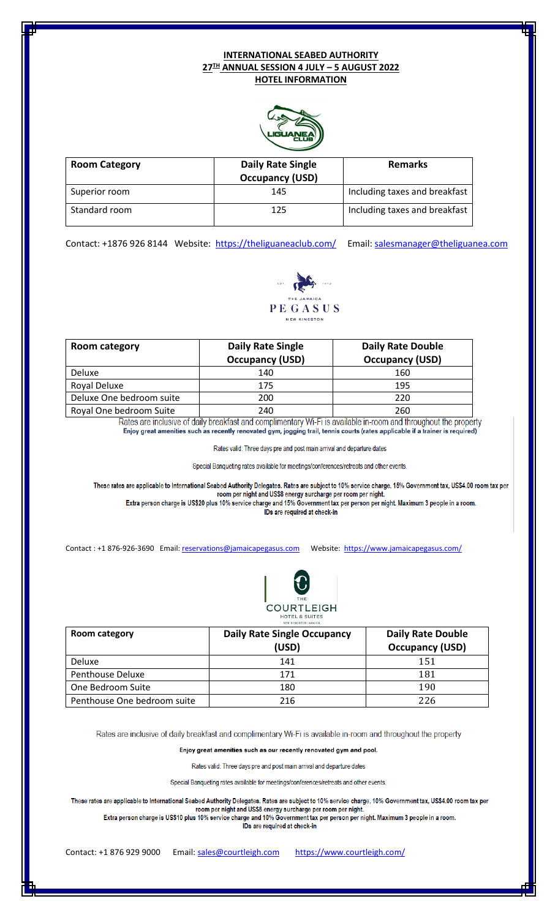**INTERNATIONAL SEABED AUTHORITY**
**27TH ANNUAL SESSION 4 JULY – 5 AUGUST 2022**
**HOTEL INFORMATION**

LIGUANEA CLUB

| Room Category | Daily Rate Single Occupancy (USD) | Remarks |
|---|---|---|
| Superior room | 145 | Including taxes and breakfast |
| Standard room | 125 | Including taxes and breakfast |

Contact: +1876 926 8144 Website: https://theliguaneaclub.com/ Email: salesmanager@theliguanea.com

EST. 1972
THE JAMAICA
PEGASUS
NEW KINGSTON

| Room category | Daily Rate Single Occupancy (USD) | Daily Rate Double Occupancy (USD) |
|---|---|---|
| Deluxe | 140 | 160 |
| Royal Deluxe | 175 | 195 |
| Deluxe One bedroom suite | 200 | 220 |
| Royal One bedroom Suite | 240 | 260 |

Rates are inclusive of daily breakfast and complimentary Wi-Fi is available in-room and throughout the property

**Enjoy great amenities such as recently renovated gym, jogging trail, tennis courts (rates applicable if a trainer is required)**

Rates valid: Three days pre and post main arrival and departure dates

Special Banqueting rates available for meetings/conferences/retreats and other events.

**These rates are applicable to International Seabed Authority Delegates. Rates are subject to 10% service charge, 15% Government tax, US$4.00 room tax per room per night and US$8 energy surcharge per room per night.**
**Extra person charge is US$20 plus 10% service charge and 15% Government tax per person per night. Maximum 3 people in a room.**
**IDs are required at check-in**

Contact : +1 876-926-3690 Email: reservations@jamaicapegasus.com Website: https://www.jamaicapegasus.com/

THE
COURTLEIGH
HOTEL & SUITES
NEW KINGSTON JAMAICA

| Room category | Daily Rate Single Occupancy (USD) | Daily Rate Double Occupancy (USD) |
|---|---|---|
| Deluxe | 141 | 151 |
| Penthouse Deluxe | 171 | 181 |
| One Bedroom Suite | 180 | 190 |
| Penthouse One bedroom suite | 216 | 226 |

Rates are inclusive of daily breakfast and complimentary Wi-Fi is available in-room and throughout the property

**Enjoy great amenities such as our recently renovated gym and pool.**

Rates valid: Three days pre and post main arrival and departure dates

Special Banqueting rates available for meetings/conferences/retreats and other events.

**These rates are applicable to International Seabed Authority Delegates. Rates are subject to 10% service charge, 10% Government tax, US$4.00 room tax per room per night and US$8 energy surcharge per room per night.**
**Extra person charge is US$10 plus 10% service charge and 10% Government tax per person per night. Maximum 3 people in a room.**
**IDs are required at check-in**

Contact: +1 876 929 9000 Email: sales@courtleigh.com https://www.courtleigh.com/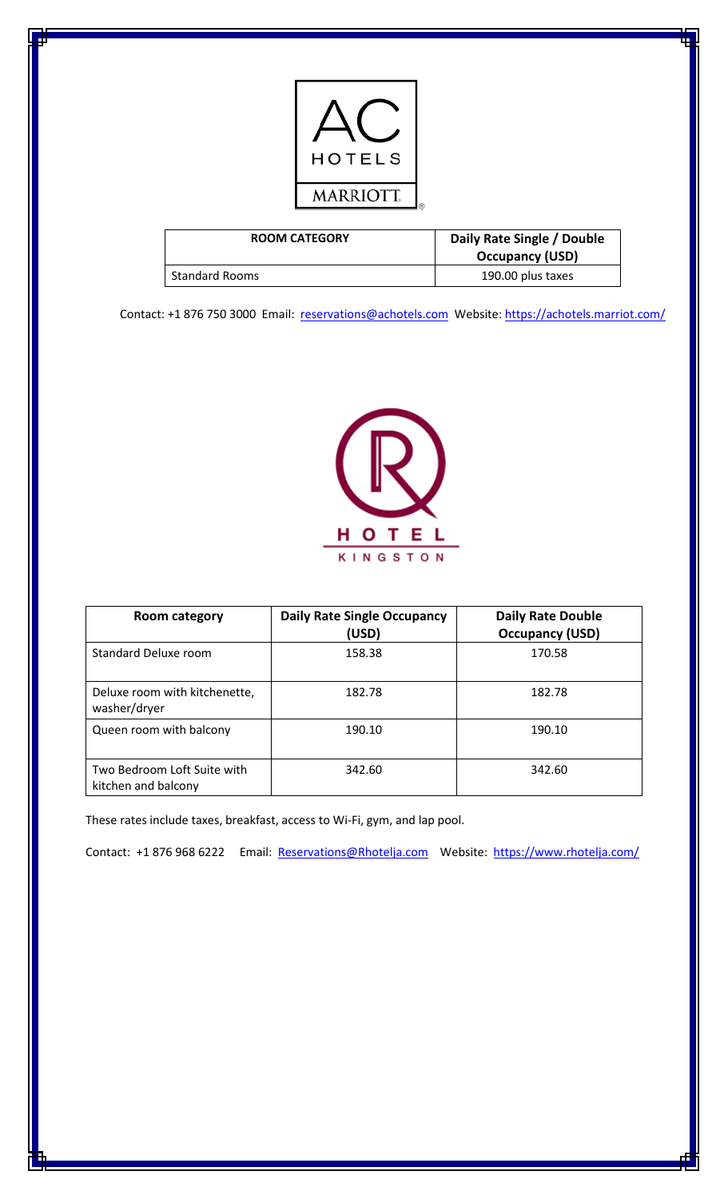AC HOTELS MARRIOTT

| ROOM CATEGORY | Daily Rate Single / Double Occupancy (USD) |
|---|---|
| Standard Rooms | 190.00 plus taxes |

Contact: +1 876 750 3000 Email: reservations@achotels.com Website: https://achotels.marriot.com/

R HOTEL KINGSTON

| Room category | Daily Rate Single Occupancy (USD) | Daily Rate Double Occupancy (USD) |
|---|---|---|
| Standard Deluxe room | 158.38 | 170.58 |
| Deluxe room with kitchenette, washer/dryer | 182.78 | 182.78 |
| Queen room with balcony | 190.10 | 190.10 |
| Two Bedroom Loft Suite with kitchen and balcony | 342.60 | 342.60 |

These rates include taxes, breakfast, access to Wi-Fi, gym, and lap pool.

Contact: +1 876 968 6222 Email: Reservations@Rhotelja.com Website: https://www.rhotelja.com/